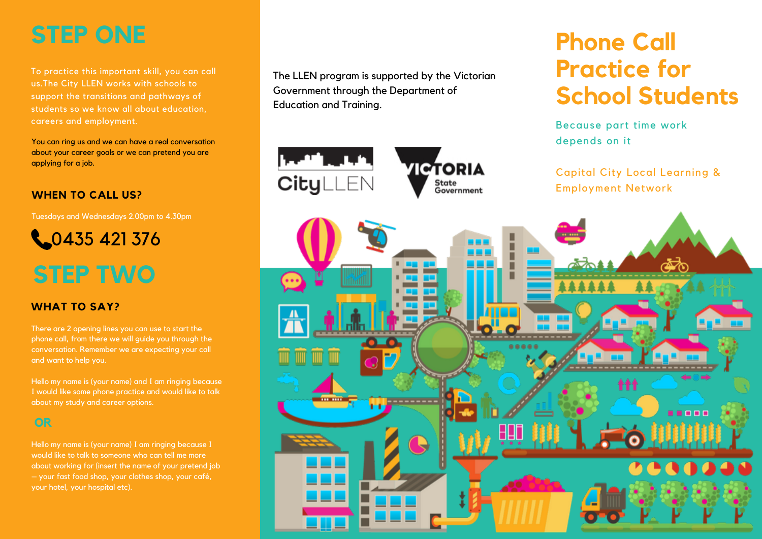# STEP ONE

To practice this important skill, you can call us.The City LLEN works with schools to support the transitions and pathways of students so we know all about education, careers and employment.

You can ring us and we can have a real conversation about your career goals or we can pretend you are applying for a job.

### WHEN TO CALL US?

Tuesdays and Wednesdays 2.00pm to 4.30pm

**0435 421 376**

# STEP TWO

### WHAT TO SAY?

There are 2 opening lines you can use to start the phone call, from there we will guide you through the conversation. Remember we are expecting your call and want to help you.

Hello my name is (your name) and I am ringing because I would like some phone practice and would like to talk about my study and career options.

**OR**

Hello my name is (your name) I am ringing because I would like to talk to someone who can tell me more about working for (insert the name of your pretend job – your fast food shop, your clothes shop, your café, your hotel, your hospital etc).

The LLEN program is supported by the Victorian Government through the Department of Education and Training.

CityLLEN

VICTORIA State Government

# Phone Call Practice for School Students

Because part time work depends on it

Capital City Local Learning & Employment Network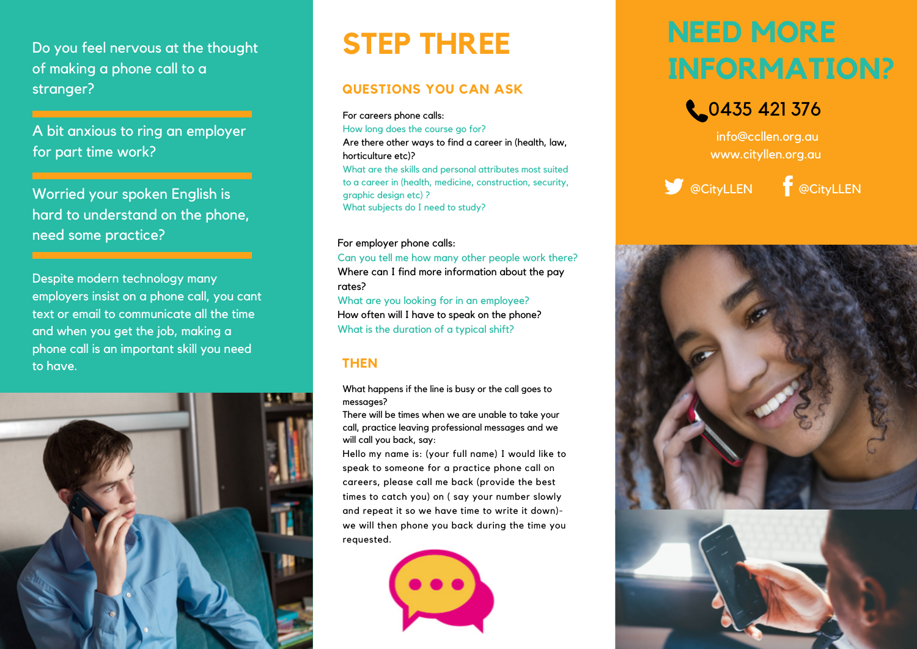Do you feel nervous at the thought of making a phone call to a stranger?

A bit anxious to ring an employer for part time work?

Worried your spoken English is hard to understand on the phone, need some practice?

Despite modern technology many employers insist on a phone call, you cant text or email to communicate all the time and when you get the job, making a phone call is an important skill you need to have.

# STEP THREE

## QUESTIONS YOU CAN ASK

For careers phone calls:

How long does the course go for?

Are there other ways to find a career in (health, law, horticulture etc)?

What are the skills and personal attributes most suited to a career in (health, medicine, construction, security, graphic design etc) ?

What subjects do I need to study?

For employer phone calls:

Can you tell me how many other people work there?

Where can I find more information about the pay rates?

What are you looking for in an employee?

How often will I have to speak on the phone?

What is the duration of a typical shift?

## THEN

What happens if the line is busy or the call goes to messages?

There will be times when we are unable to take your call, practice leaving professional messages and we will call you back, say:

Hello my name is: (your full name) I would like to speak to someone for a practice phone call on careers, please call me back (provide the best times to catch you) on ( say your number slowly and repeat it so we have time to write it down)- we will then phone you back during the time you requested.

# NEED MORE INFORMATION?

0435 421 376

info@ccllen.org.au

www.cityllen.org.au

@CityLLEN

@CityLLEN